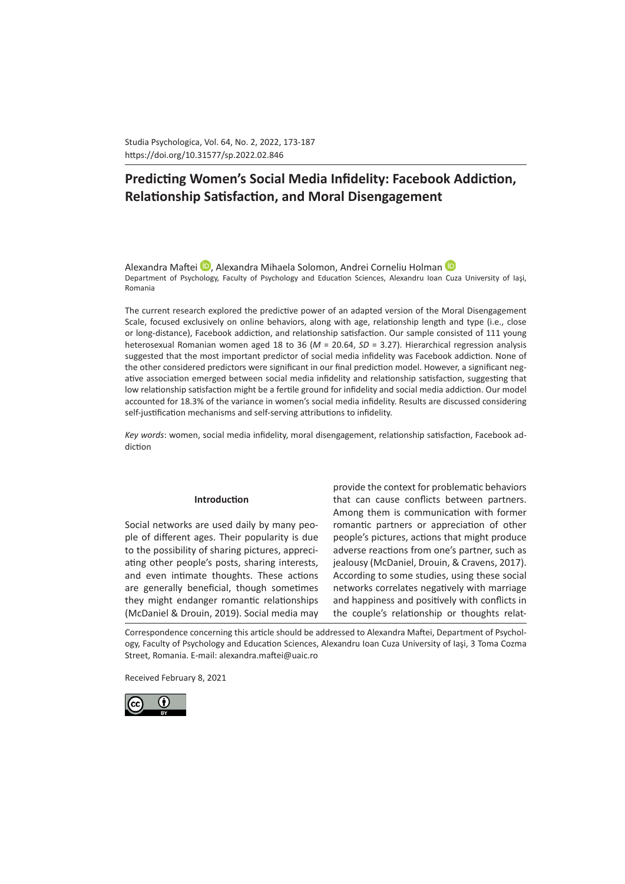# Predicting Women's Social Media Infidelity: Facebook Addiction, Relationship Satisfaction, and Moral Disengagement

Alexandra Maftei, Alexandra Mihaela Solomon, Andrei Corneliu Holman

Department of Psychology, Faculty of Psychology and Education Sciences, Alexandru Ioan Cuza University of Iași, Romania

The current research explored the predictive power of an adapted version of the Moral Disengagement Scale, focused exclusively on online behaviors, along with age, relationship length and type (i.e., close or long-distance), Facebook addiction, and relationship satisfaction. Our sample consisted of 111 young heterosexual Romanian women aged 18 to 36 (*M* = 20.64, *SD* = 3.27). Hierarchical regression analysis suggested that the most important predictor of social media infidelity was Facebook addiction. None of the other considered predictors were significant in our final prediction model. However, a significant negative association emerged between social media infidelity and relationship satisfaction, suggesting that low relationship satisfaction might be a fertile ground for infidelity and social media addiction. Our model accounted for 18.3% of the variance in women's social media infidelity. Results are discussed considering self-justification mechanisms and self-serving attributions to infidelity.

*Key words*: women, social media infidelity, moral disengagement, relationship satisfaction, Facebook addiction

## Introduction

Social networks are used daily by many people of different ages. Their popularity is due to the possibility of sharing pictures, appreciating other people's posts, sharing interests, and even intimate thoughts. These actions are generally beneficial, though sometimes they might endanger romantic relationships (McDaniel & Drouin, 2019). Social media may provide the context for problematic behaviors that can cause conflicts between partners. Among them is communication with former romantic partners or appreciation of other people's pictures, actions that might produce adverse reactions from one's partner, such as jealousy (McDaniel, Drouin, & Cravens, 2017). According to some studies, using these social networks correlates negatively with marriage and happiness and positively with conflicts in the couple's relationship or thoughts relat-

Correspondence concerning this article should be addressed to Alexandra Maftei, Department of Psychology, Faculty of Psychology and Education Sciences, Alexandru Ioan Cuza University of Iași, 3 Toma Cozma Street, Romania. E-mail: alexandra.maftei@uaic.ro

Received February 8, 2021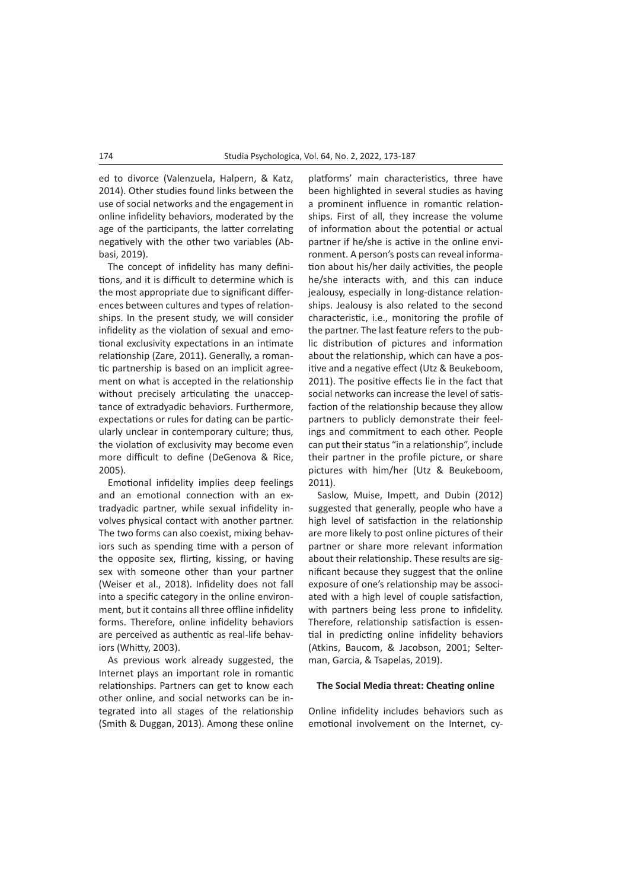ed to divorce (Valenzuela, Halpern, & Katz, 2014). Other studies found links between the use of social networks and the engagement in online infidelity behaviors, moderated by the age of the participants, the latter correlating negatively with the other two variables (Abbasi, 2019).

The concept of infidelity has many definitions, and it is difficult to determine which is the most appropriate due to significant differences between cultures and types of relationships. In the present study, we will consider infidelity as the violation of sexual and emotional exclusivity expectations in an intimate relationship (Zare, 2011). Generally, a romantic partnership is based on an implicit agreement on what is accepted in the relationship without precisely articulating the unacceptance of extradyadic behaviors. Furthermore, expectations or rules for dating can be particularly unclear in contemporary culture; thus, the violation of exclusivity may become even more difficult to define (DeGenova & Rice, 2005).

Emotional infidelity implies deep feelings and an emotional connection with an extradyadic partner, while sexual infidelity involves physical contact with another partner. The two forms can also coexist, mixing behaviors such as spending time with a person of the opposite sex, flirting, kissing, or having sex with someone other than your partner (Weiser et al., 2018). Infidelity does not fall into a specific category in the online environment, but it contains all three offline infidelity forms. Therefore, online infidelity behaviors are perceived as authentic as real-life behaviors (Whitty, 2003).

As previous work already suggested, the Internet plays an important role in romantic relationships. Partners can get to know each other online, and social networks can be integrated into all stages of the relationship (Smith & Duggan, 2013). Among these online platforms' main characteristics, three have been highlighted in several studies as having a prominent influence in romantic relationships. First of all, they increase the volume of information about the potential or actual partner if he/she is active in the online environment. A person's posts can reveal information about his/her daily activities, the people he/she interacts with, and this can induce jealousy, especially in long-distance relationships. Jealousy is also related to the second characteristic, i.e., monitoring the profile of the partner. The last feature refers to the public distribution of pictures and information about the relationship, which can have a positive and a negative effect (Utz & Beukeboom, 2011). The positive effects lie in the fact that social networks can increase the level of satisfaction of the relationship because they allow partners to publicly demonstrate their feelings and commitment to each other. People can put their status "in a relationship", include their partner in the profile picture, or share pictures with him/her (Utz & Beukeboom, 2011).

Saslow, Muise, Impett, and Dubin (2012) suggested that generally, people who have a high level of satisfaction in the relationship are more likely to post online pictures of their partner or share more relevant information about their relationship. These results are significant because they suggest that the online exposure of one's relationship may be associated with a high level of couple satisfaction, with partners being less prone to infidelity. Therefore, relationship satisfaction is essential in predicting online infidelity behaviors (Atkins, Baucom, & Jacobson, 2001; Selterman, Garcia, & Tsapelas, 2019).

### The Social Media threat: Cheating online

Online infidelity includes behaviors such as emotional involvement on the Internet, cy-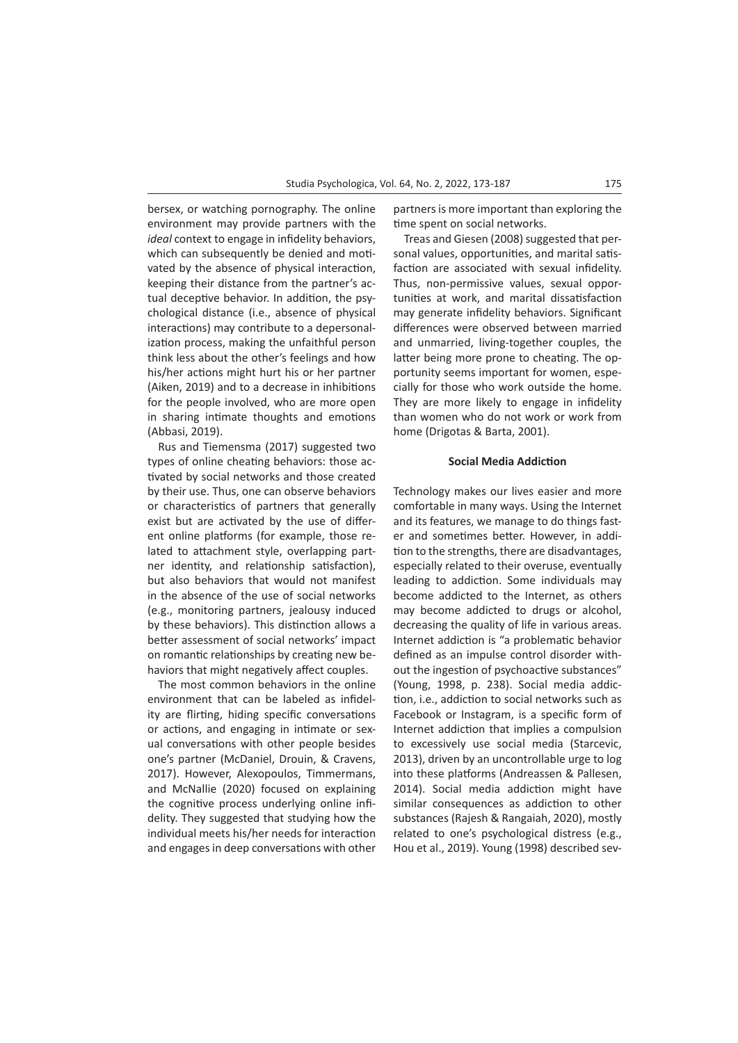bersex, or watching pornography. The online environment may provide partners with the *ideal* context to engage in infidelity behaviors, which can subsequently be denied and motivated by the absence of physical interaction, keeping their distance from the partner's actual deceptive behavior. In addition, the psychological distance (i.e., absence of physical interactions) may contribute to a depersonalization process, making the unfaithful person think less about the other's feelings and how his/her actions might hurt his or her partner (Aiken, 2019) and to a decrease in inhibitions for the people involved, who are more open in sharing intimate thoughts and emotions (Abbasi, 2019).

Rus and Tiemensma (2017) suggested two types of online cheating behaviors: those activated by social networks and those created by their use. Thus, one can observe behaviors or characteristics of partners that generally exist but are activated by the use of different online platforms (for example, those related to attachment style, overlapping partner identity, and relationship satisfaction), but also behaviors that would not manifest in the absence of the use of social networks (e.g., monitoring partners, jealousy induced by these behaviors). This distinction allows a better assessment of social networks' impact on romantic relationships by creating new behaviors that might negatively affect couples.

The most common behaviors in the online environment that can be labeled as infidelity are flirting, hiding specific conversations or actions, and engaging in intimate or sexual conversations with other people besides one's partner (McDaniel, Drouin, & Cravens, 2017). However, Alexopoulos, Timmermans, and McNallie (2020) focused on explaining the cognitive process underlying online infidelity. They suggested that studying how the individual meets his/her needs for interaction and engages in deep conversations with other partners is more important than exploring the time spent on social networks.

Treas and Giesen (2008) suggested that personal values, opportunities, and marital satisfaction are associated with sexual infidelity. Thus, non-permissive values, sexual opportunities at work, and marital dissatisfaction may generate infidelity behaviors. Significant differences were observed between married and unmarried, living-together couples, the latter being more prone to cheating. The opportunity seems important for women, especially for those who work outside the home. They are more likely to engage in infidelity than women who do not work or work from home (Drigotas & Barta, 2001).

## Social Media Addiction

Technology makes our lives easier and more comfortable in many ways. Using the Internet and its features, we manage to do things faster and sometimes better. However, in addition to the strengths, there are disadvantages, especially related to their overuse, eventually leading to addiction. Some individuals may become addicted to the Internet, as others may become addicted to drugs or alcohol, decreasing the quality of life in various areas. Internet addiction is "a problematic behavior defined as an impulse control disorder without the ingestion of psychoactive substances" (Young, 1998, p. 238). Social media addiction, i.e., addiction to social networks such as Facebook or Instagram, is a specific form of Internet addiction that implies a compulsion to excessively use social media (Starcevic, 2013), driven by an uncontrollable urge to log into these platforms (Andreassen & Pallesen, 2014). Social media addiction might have similar consequences as addiction to other substances (Rajesh & Rangaiah, 2020), mostly related to one's psychological distress (e.g., Hou et al., 2019). Young (1998) described sev-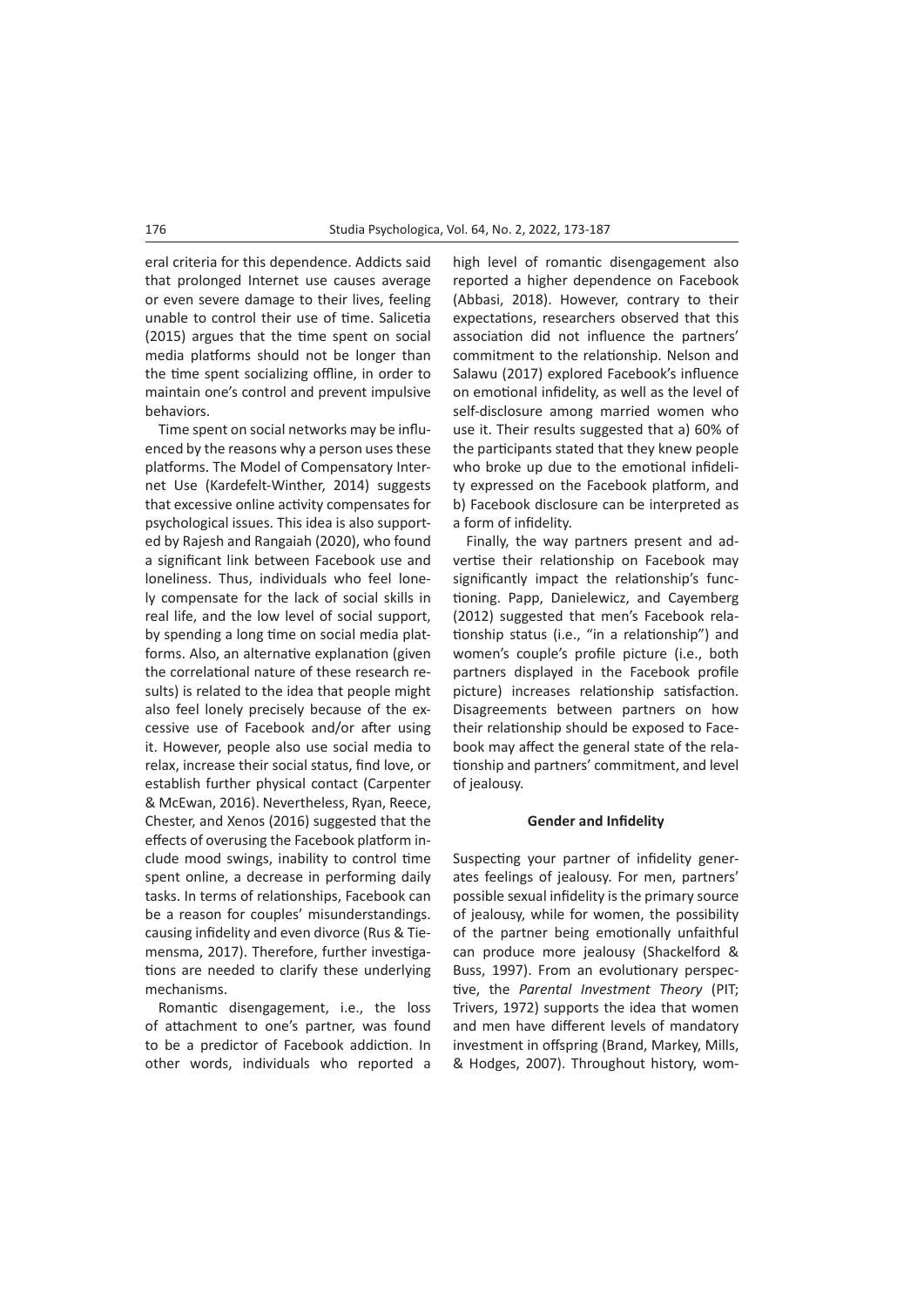eral criteria for this dependence. Addicts said that prolonged Internet use causes average or even severe damage to their lives, feeling unable to control their use of time. Salicetia (2015) argues that the time spent on social media platforms should not be longer than the time spent socializing offline, in order to maintain one's control and prevent impulsive behaviors.

Time spent on social networks may be influenced by the reasons why a person uses these platforms. The Model of Compensatory Internet Use (Kardefelt-Winther, 2014) suggests that excessive online activity compensates for psychological issues. This idea is also supported by Rajesh and Rangaiah (2020), who found a significant link between Facebook use and loneliness. Thus, individuals who feel lonely compensate for the lack of social skills in real life, and the low level of social support, by spending a long time on social media platforms. Also, an alternative explanation (given the correlational nature of these research results) is related to the idea that people might also feel lonely precisely because of the excessive use of Facebook and/or after using it. However, people also use social media to relax, increase their social status, find love, or establish further physical contact (Carpenter & McEwan, 2016). Nevertheless, Ryan, Reece, Chester, and Xenos (2016) suggested that the effects of overusing the Facebook platform include mood swings, inability to control time spent online, a decrease in performing daily tasks. In terms of relationships, Facebook can be a reason for couples' misunderstandings. causing infidelity and even divorce (Rus & Tiemensma, 2017). Therefore, further investigations are needed to clarify these underlying mechanisms.

Romantic disengagement, i.e., the loss of attachment to one's partner, was found to be a predictor of Facebook addiction. In other words, individuals who reported a high level of romantic disengagement also reported a higher dependence on Facebook (Abbasi, 2018). However, contrary to their expectations, researchers observed that this association did not influence the partners' commitment to the relationship. Nelson and Salawu (2017) explored Facebook's influence on emotional infidelity, as well as the level of self-disclosure among married women who use it. Their results suggested that a) 60% of the participants stated that they knew people who broke up due to the emotional infidelity expressed on the Facebook platform, and b) Facebook disclosure can be interpreted as a form of infidelity.

Finally, the way partners present and advertise their relationship on Facebook may significantly impact the relationship's functioning. Papp, Danielewicz, and Cayemberg (2012) suggested that men's Facebook relationship status (i.e., "in a relationship") and women's couple's profile picture (i.e., both partners displayed in the Facebook profile picture) increases relationship satisfaction. Disagreements between partners on how their relationship should be exposed to Facebook may affect the general state of the relationship and partners' commitment, and level of jealousy.

## Gender and Infidelity

Suspecting your partner of infidelity generates feelings of jealousy. For men, partners' possible sexual infidelity is the primary source of jealousy, while for women, the possibility of the partner being emotionally unfaithful can produce more jealousy (Shackelford & Buss, 1997). From an evolutionary perspective, the *Parental Investment Theory* (PIT; Trivers, 1972) supports the idea that women and men have different levels of mandatory investment in offspring (Brand, Markey, Mills, & Hodges, 2007). Throughout history, wom-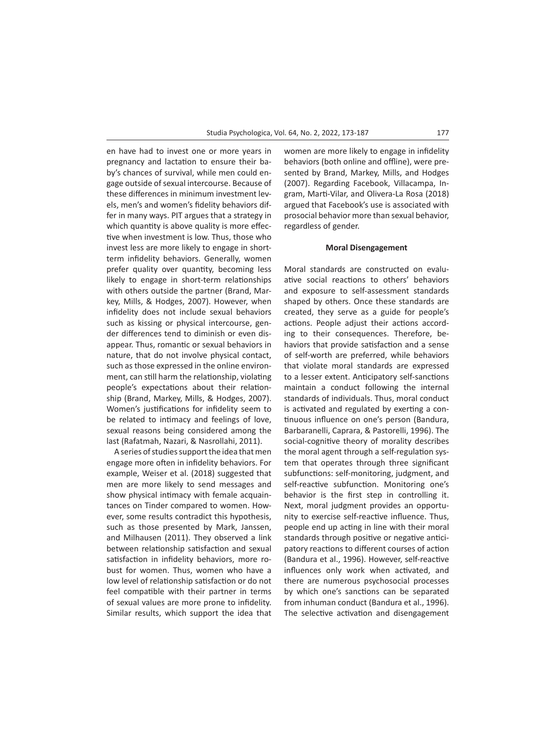en have had to invest one or more years in pregnancy and lactation to ensure their baby's chances of survival, while men could engage outside of sexual intercourse. Because of these differences in minimum investment levels, men's and women's fidelity behaviors differ in many ways. PIT argues that a strategy in which quantity is above quality is more effective when investment is low. Thus, those who invest less are more likely to engage in short-term infidelity behaviors. Generally, women prefer quality over quantity, becoming less likely to engage in short-term relationships with others outside the partner (Brand, Markey, Mills, & Hodges, 2007). However, when infidelity does not include sexual behaviors such as kissing or physical intercourse, gender differences tend to diminish or even disappear. Thus, romantic or sexual behaviors in nature, that do not involve physical contact, such as those expressed in the online environment, can still harm the relationship, violating people's expectations about their relationship (Brand, Markey, Mills, & Hodges, 2007). Women's justifications for infidelity seem to be related to intimacy and feelings of love, sexual reasons being considered among the last (Rafatmah, Nazari, & Nasrollahi, 2011).

A series of studies support the idea that men engage more often in infidelity behaviors. For example, Weiser et al. (2018) suggested that men are more likely to send messages and show physical intimacy with female acquaintances on Tinder compared to women. However, some results contradict this hypothesis, such as those presented by Mark, Janssen, and Milhausen (2011). They observed a link between relationship satisfaction and sexual satisfaction in infidelity behaviors, more robust for women. Thus, women who have a low level of relationship satisfaction or do not feel compatible with their partner in terms of sexual values are more prone to infidelity. Similar results, which support the idea that women are more likely to engage in infidelity behaviors (both online and offline), were presented by Brand, Markey, Mills, and Hodges (2007). Regarding Facebook, Villacampa, Ingram, Marti-Vilar, and Olivera-La Rosa (2018) argued that Facebook's use is associated with prosocial behavior more than sexual behavior, regardless of gender.

## Moral Disengagement

Moral standards are constructed on evaluative social reactions to others' behaviors and exposure to self-assessment standards shaped by others. Once these standards are created, they serve as a guide for people's actions. People adjust their actions according to their consequences. Therefore, behaviors that provide satisfaction and a sense of self-worth are preferred, while behaviors that violate moral standards are expressed to a lesser extent. Anticipatory self-sanctions maintain a conduct following the internal standards of individuals. Thus, moral conduct is activated and regulated by exerting a continuous influence on one's person (Bandura, Barbaranelli, Caprara, & Pastorelli, 1996). The social-cognitive theory of morality describes the moral agent through a self-regulation system that operates through three significant subfunctions: self-monitoring, judgment, and self-reactive subfunction. Monitoring one's behavior is the first step in controlling it. Next, moral judgment provides an opportunity to exercise self-reactive influence. Thus, people end up acting in line with their moral standards through positive or negative anticipatory reactions to different courses of action (Bandura et al., 1996). However, self-reactive influences only work when activated, and there are numerous psychosocial processes by which one's sanctions can be separated from inhuman conduct (Bandura et al., 1996). The selective activation and disengagement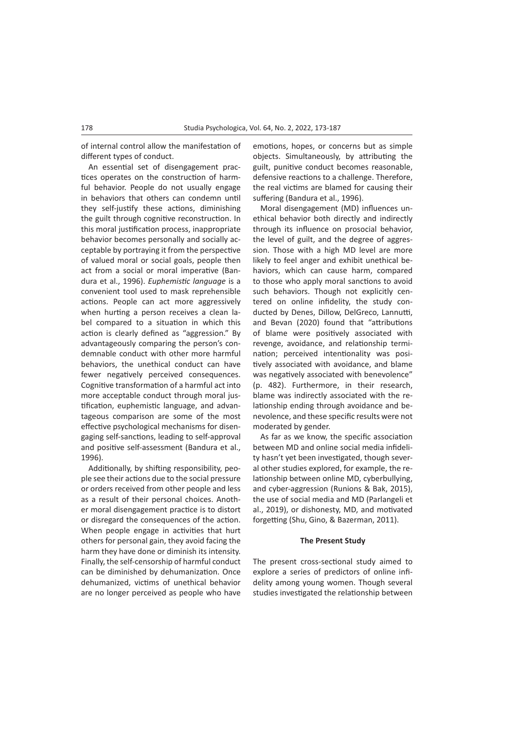of internal control allow the manifestation of different types of conduct.

An essential set of disengagement practices operates on the construction of harmful behavior. People do not usually engage in behaviors that others can condemn until they self-justify these actions, diminishing the guilt through cognitive reconstruction. In this moral justification process, inappropriate behavior becomes personally and socially acceptable by portraying it from the perspective of valued moral or social goals, people then act from a social or moral imperative (Bandura et al., 1996). *Euphemistic language* is a convenient tool used to mask reprehensible actions. People can act more aggressively when hurting a person receives a clean label compared to a situation in which this action is clearly defined as "aggression." By advantageously comparing the person's condemnable conduct with other more harmful behaviors, the unethical conduct can have fewer negatively perceived consequences. Cognitive transformation of a harmful act into more acceptable conduct through moral justification, euphemistic language, and advantageous comparison are some of the most effective psychological mechanisms for disengaging self-sanctions, leading to self-approval and positive self-assessment (Bandura et al., 1996).

Additionally, by shifting responsibility, people see their actions due to the social pressure or orders received from other people and less as a result of their personal choices. Another moral disengagement practice is to distort or disregard the consequences of the action. When people engage in activities that hurt others for personal gain, they avoid facing the harm they have done or diminish its intensity. Finally, the self-censorship of harmful conduct can be diminished by dehumanization. Once dehumanized, victims of unethical behavior are no longer perceived as people who have emotions, hopes, or concerns but as simple objects. Simultaneously, by attributing the guilt, punitive conduct becomes reasonable, defensive reactions to a challenge. Therefore, the real victims are blamed for causing their suffering (Bandura et al., 1996).

Moral disengagement (MD) influences unethical behavior both directly and indirectly through its influence on prosocial behavior, the level of guilt, and the degree of aggression. Those with a high MD level are more likely to feel anger and exhibit unethical behaviors, which can cause harm, compared to those who apply moral sanctions to avoid such behaviors. Though not explicitly centered on online infidelity, the study conducted by Denes, Dillow, DelGreco, Lannutti, and Bevan (2020) found that "attributions of blame were positively associated with revenge, avoidance, and relationship termination; perceived intentionality was positively associated with avoidance, and blame was negatively associated with benevolence" (p. 482). Furthermore, in their research, blame was indirectly associated with the relationship ending through avoidance and benevolence, and these specific results were not moderated by gender.

As far as we know, the specific association between MD and online social media infidelity hasn't yet been investigated, though several other studies explored, for example, the relationship between online MD, cyberbullying, and cyber-aggression (Runions & Bak, 2015), the use of social media and MD (Parlangeli et al., 2019), or dishonesty, MD, and motivated forgetting (Shu, Gino, & Bazerman, 2011).

## The Present Study

The present cross-sectional study aimed to explore a series of predictors of online infidelity among young women. Though several studies investigated the relationship between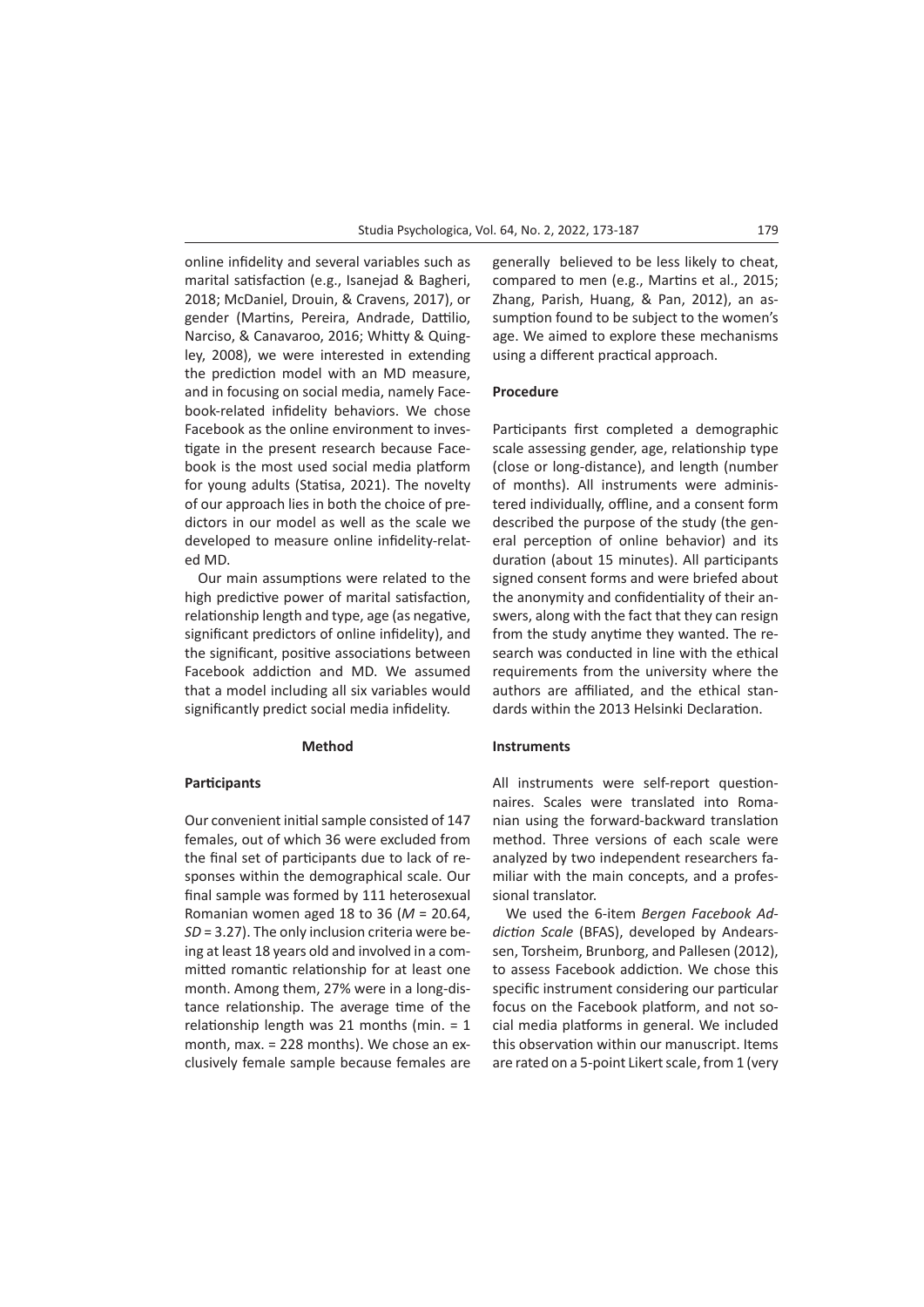online infidelity and several variables such as marital satisfaction (e.g., Isanejad & Bagheri, 2018; McDaniel, Drouin, & Cravens, 2017), or gender (Martins, Pereira, Andrade, Dattilio, Narciso, & Canavaroo, 2016; Whitty & Quingley, 2008), we were interested in extending the prediction model with an MD measure, and in focusing on social media, namely Facebook-related infidelity behaviors. We chose Facebook as the online environment to investigate in the present research because Facebook is the most used social media platform for young adults (Statisa, 2021). The novelty of our approach lies in both the choice of predictors in our model as well as the scale we developed to measure online infidelity-related MD.

Our main assumptions were related to the high predictive power of marital satisfaction, relationship length and type, age (as negative, significant predictors of online infidelity), and the significant, positive associations between Facebook addiction and MD. We assumed that a model including all six variables would significantly predict social media infidelity.

## Method

### Participants

Our convenient initial sample consisted of 147 females, out of which 36 were excluded from the final set of participants due to lack of responses within the demographical scale. Our final sample was formed by 111 heterosexual Romanian women aged 18 to 36 ($M$ = 20.64, $SD$ = 3.27). The only inclusion criteria were being at least 18 years old and involved in a committed romantic relationship for at least one month. Among them, 27% were in a long-distance relationship. The average time of the relationship length was 21 months (min. = 1 month, max. = 228 months). We chose an exclusively female sample because females are generally believed to be less likely to cheat, compared to men (e.g., Martins et al., 2015; Zhang, Parish, Huang, & Pan, 2012), an assumption found to be subject to the women's age. We aimed to explore these mechanisms using a different practical approach.

### Procedure

Participants first completed a demographic scale assessing gender, age, relationship type (close or long-distance), and length (number of months). All instruments were administered individually, offline, and a consent form described the purpose of the study (the general perception of online behavior) and its duration (about 15 minutes). All participants signed consent forms and were briefed about the anonymity and confidentiality of their answers, along with the fact that they can resign from the study anytime they wanted. The research was conducted in line with the ethical requirements from the university where the authors are affiliated, and the ethical standards within the 2013 Helsinki Declaration.

### Instruments

All instruments were self-report questionnaires. Scales were translated into Romanian using the forward-backward translation method. Three versions of each scale were analyzed by two independent researchers familiar with the main concepts, and a professional translator.

We used the 6-item *Bergen Facebook Addiction Scale* (BFAS), developed by Andearssen, Torsheim, Brunborg, and Pallesen (2012), to assess Facebook addiction. We chose this specific instrument considering our particular focus on the Facebook platform, and not social media platforms in general. We included this observation within our manuscript. Items are rated on a 5-point Likert scale, from 1 (very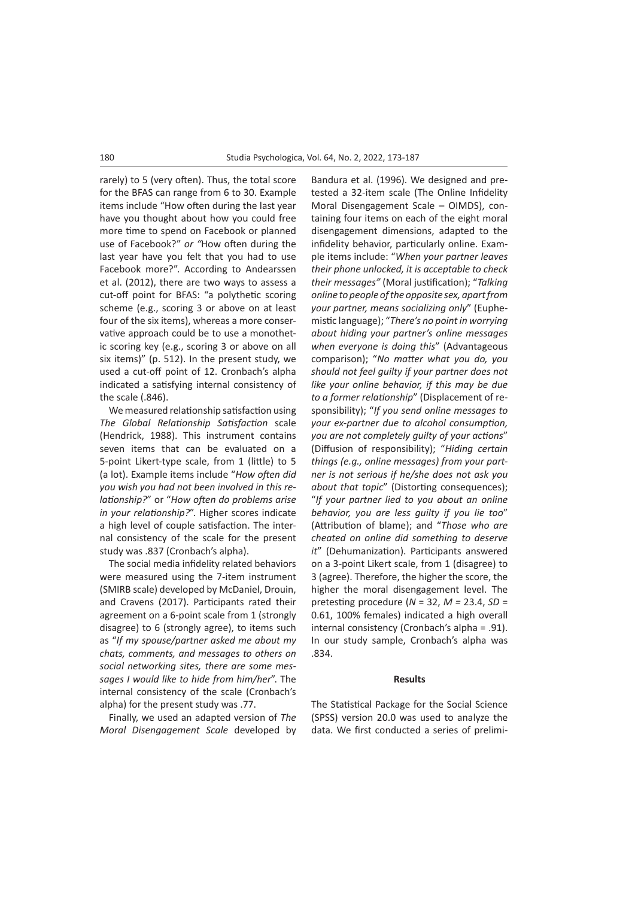rarely) to 5 (very often). Thus, the total score for the BFAS can range from 6 to 30. Example items include "How often during the last year have you thought about how you could free more time to spend on Facebook or planned use of Facebook?" *or "*How often during the last year have you felt that you had to use Facebook more?". According to Andearssen et al. (2012), there are two ways to assess a cut-off point for BFAS: "a polythetic scoring scheme (e.g., scoring 3 or above on at least four of the six items), whereas a more conservative approach could be to use a monothetic scoring key (e.g., scoring 3 or above on all six items)" (p. 512). In the present study, we used a cut-off point of 12. Cronbach's alpha indicated a satisfying internal consistency of the scale (.846).

We measured relationship satisfaction using *The Global Relationship Satisfaction* scale (Hendrick, 1988). This instrument contains seven items that can be evaluated on a 5-point Likert-type scale, from 1 (little) to 5 (a lot). Example items include "*How often did you wish you had not been involved in this relationship?*" or "*How often do problems arise in your relationship?*". Higher scores indicate a high level of couple satisfaction. The internal consistency of the scale for the present study was .837 (Cronbach's alpha).

The social media infidelity related behaviors were measured using the 7-item instrument (SMIRB scale) developed by McDaniel, Drouin, and Cravens (2017). Participants rated their agreement on a 6-point scale from 1 (strongly disagree) to 6 (strongly agree), to items such as "*If my spouse/partner asked me about my chats, comments, and messages to others on social networking sites, there are some messages I would like to hide from him/her*". The internal consistency of the scale (Cronbach's alpha) for the present study was .77.

Finally, we used an adapted version of *The Moral Disengagement Scale* developed by Bandura et al. (1996). We designed and pretested a 32-item scale (The Online Infidelity Moral Disengagement Scale – OIMDS), containing four items on each of the eight moral disengagement dimensions, adapted to the infidelity behavior, particularly online. Example items include: "*When your partner leaves their phone unlocked, it is acceptable to check their messages"* (Moral justification); "*Talking online to people of the opposite sex, apart from your partner, means socializing only*" (Euphemistic language); "*There's no point in worrying about hiding your partner's online messages when everyone is doing this*" (Advantageous comparison); "*No matter what you do, you should not feel guilty if your partner does not like your online behavior, if this may be due to a former relationship*" (Displacement of responsibility); "*If you send online messages to your ex-partner due to alcohol consumption, you are not completely guilty of your actions*" (Diffusion of responsibility); "*Hiding certain things (e.g., online messages) from your partner is not serious if he/she does not ask you about that topic*" (Distorting consequences); "*If your partner lied to you about an online behavior, you are less guilty if you lie too*" (Attribution of blame); and "*Those who are cheated on online did something to deserve it*" (Dehumanization). Participants answered on a 3-point Likert scale, from 1 (disagree) to 3 (agree). Therefore, the higher the score, the higher the moral disengagement level. The pretesting procedure ($N$ = 32, $M$ = 23.4, $SD$ = 0.61, 100% females) indicated a high overall internal consistency (Cronbach's alpha = .91). In our study sample, Cronbach's alpha was .834.

## Results

The Statistical Package for the Social Science (SPSS) version 20.0 was used to analyze the data. We first conducted a series of prelimi-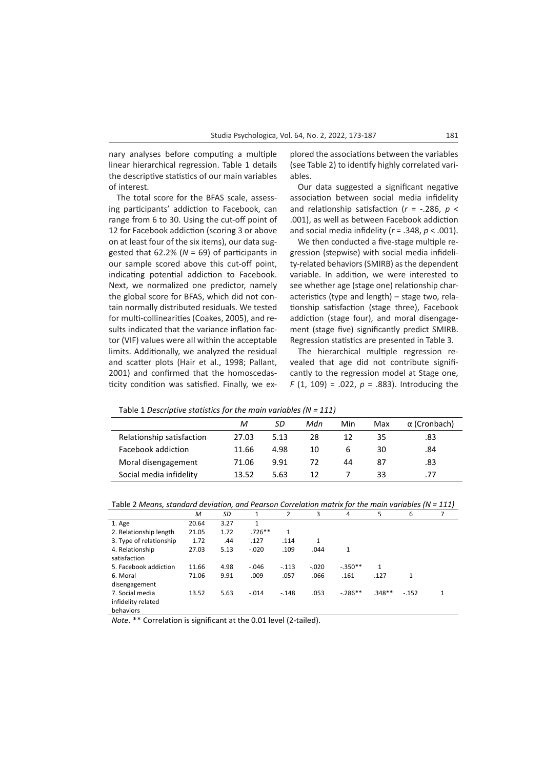nary analyses before computing a multiple linear hierarchical regression. Table 1 details the descriptive statistics of our main variables of interest.

The total score for the BFAS scale, assessing participants' addiction to Facebook, can range from 6 to 30. Using the cut-off point of 12 for Facebook addiction (scoring 3 or above on at least four of the six items), our data suggested that 62.2% ($N$ = 69) of participants in our sample scored above this cut-off point, indicating potential addiction to Facebook. Next, we normalized one predictor, namely the global score for BFAS, which did not contain normally distributed residuals. We tested for multi-collinearities (Coakes, 2005), and results indicated that the variance inflation factor (VIF) values were all within the acceptable limits. Additionally, we analyzed the residual and scatter plots (Hair et al., 1998; Pallant, 2001) and confirmed that the homoscedasticity condition was satisfied. Finally, we explored the associations between the variables (see Table 2) to identify highly correlated variables.

Our data suggested a significant negative association between social media infidelity and relationship satisfaction ($r$ = -.286, $p$ < .001), as well as between Facebook addiction and social media infidelity ($r$ = .348, $p$ < .001).

We then conducted a five-stage multiple regression (stepwise) with social media infidelity-related behaviors (SMIRB) as the dependent variable. In addition, we were interested to see whether age (stage one) relationship characteristics (type and length) – stage two, relationship satisfaction (stage three), Facebook addiction (stage four), and moral disengagement (stage five) significantly predict SMIRB. Regression statistics are presented in Table 3.

The hierarchical multiple regression revealed that age did not contribute significantly to the regression model at Stage one, $F$ (1, 109) = .022, $p$ = .883). Introducing the

Table 1 *Descriptive statistics for the main variables (N = 111)*

| | *M* | *SD* | *Mdn* | Min | Max | α (Cronbach) |
|---|---|---|---|---|---|---|
| Relationship satisfaction | 27.03 | 5.13 | 28 | 12 | 35 | .83 |
| Facebook addiction | 11.66 | 4.98 | 10 | 6 | 30 | .84 |
| Moral disengagement | 71.06 | 9.91 | 72 | 44 | 87 | .83 |
| Social media infidelity | 13.52 | 5.63 | 12 | 7 | 33 | .77 |

Table 2 *Means, standard deviation, and Pearson Correlation matrix for the main variables (N = 111)*

| | *M* | *SD* | 1 | 2 | 3 | 4 | 5 | 6 | 7 |
|---|---|---|---|---|---|---|---|---|---|
| 1. Age | 20.64 | 3.27 | 1 | | | | | | |
| 2. Relationship length | 21.05 | 1.72 | .726** | 1 | | | | | |
| 3. Type of relationship | 1.72 | .44 | .127 | .114 | 1 | | | | |
| 4. Relationship satisfaction | 27.03 | 5.13 | -.020 | .109 | .044 | 1 | | | |
| 5. Facebook addiction | 11.66 | 4.98 | -.046 | -.113 | -.020 | -.350** | 1 | | |
| 6. Moral disengagement | 71.06 | 9.91 | .009 | .057 | .066 | .161 | -.127 | 1 | |
| 7. Social media infidelity related behaviors | 13.52 | 5.63 | -.014 | -.148 | .053 | -.286** | .348** | -.152 | 1 |

*Note*. ** Correlation is significant at the 0.01 level (2-tailed).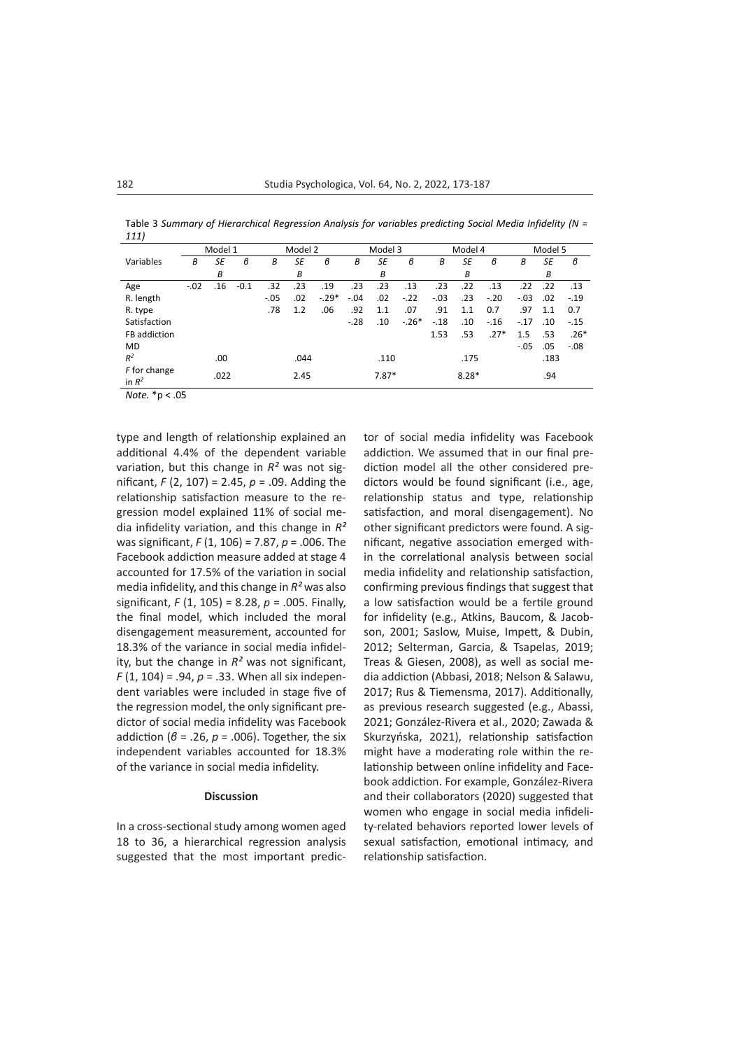Table 3 *Summary of Hierarchical Regression Analysis for variables predicting Social Media Infidelity (N = 111)*

| Variables | Model 1 | | | Model 2 | | | Model 3 | | | Model 4 | | | Model 5 | | |
|---|---|---|---|---|---|---|---|---|---|---|---|---|---|---|---|
| | *B* | *SE B* | *β* | *B* | *SE B* | *β* | *B* | *SE B* | *β* | *B* | *SE B* | *β* | *B* | *SE B* | *β* |
| Age | -.02 | .16 | -0.1 | .32 | .23 | .19 | .23 | .23 | .13 | .23 | .22 | .13 | .22 | .22 | .13 |
| R. length | | | | -.05 | .02 | -.29* | -.04 | .02 | -.22 | -.03 | .23 | -.20 | -.03 | .02 | -.19 |
| R. type | | | | .78 | 1.2 | .06 | .92 | 1.1 | .07 | .91 | 1.1 | 0.7 | .97 | 1.1 | 0.7 |
| Satisfaction | | | | | | | -.28 | .10 | -.26* | -.18 | .10 | -.16 | -.17 | .10 | -.15 |
| FB addiction | | | | | | | | | | 1.53 | .53 | .27* | 1.5 | .53 | .26* |
| MD | | | | | | | | | | | | | -.05 | .05 | -.08 |
| $R^2$ | | .00 | | | .044 | | | .110 | | | .175 | | | .183 | |
| *F* for change in $R^2$ | | .022 | | | 2.45 | | | 7.87* | | | 8.28* | | | .94 | |

*Note.* *p < .05

type and length of relationship explained an additional 4.4% of the dependent variable variation, but this change in $R^2$ was not significant, $F$ (2, 107) = 2.45, $p$ = .09. Adding the relationship satisfaction measure to the regression model explained 11% of social media infidelity variation, and this change in $R^2$ was significant, $F$ (1, 106) = 7.87, $p$ = .006. The Facebook addiction measure added at stage 4 accounted for 17.5% of the variation in social media infidelity, and this change in $R^2$ was also significant, $F$ (1, 105) = 8.28, $p$ = .005. Finally, the final model, which included the moral disengagement measurement, accounted for 18.3% of the variance in social media infidelity, but the change in $R^2$ was not significant, $F$ (1, 104) = .94, $p$ = .33. When all six independent variables were included in stage five of the regression model, the only significant predictor of social media infidelity was Facebook addiction ($\beta$ = .26, $p$ = .006). Together, the six independent variables accounted for 18.3% of the variance in social media infidelity.

## Discussion

In a cross-sectional study among women aged 18 to 36, a hierarchical regression analysis suggested that the most important predictor of social media infidelity was Facebook addiction. We assumed that in our final prediction model all the other considered predictors would be found significant (i.e., age, relationship status and type, relationship satisfaction, and moral disengagement). No other significant predictors were found. A significant, negative association emerged within the correlational analysis between social media infidelity and relationship satisfaction, confirming previous findings that suggest that a low satisfaction would be a fertile ground for infidelity (e.g., Atkins, Baucom, & Jacobson, 2001; Saslow, Muise, Impett, & Dubin, 2012; Selterman, Garcia, & Tsapelas, 2019; Treas & Giesen, 2008), as well as social media addiction (Abbasi, 2018; Nelson & Salawu, 2017; Rus & Tiemensma, 2017). Additionally, as previous research suggested (e.g., Abassi, 2021; González-Rivera et al., 2020; Zawada & Skurzyńska, 2021), relationship satisfaction might have a moderating role within the relationship between online infidelity and Facebook addiction. For example, González-Rivera and their collaborators (2020) suggested that women who engage in social media infidelity-related behaviors reported lower levels of sexual satisfaction, emotional intimacy, and relationship satisfaction.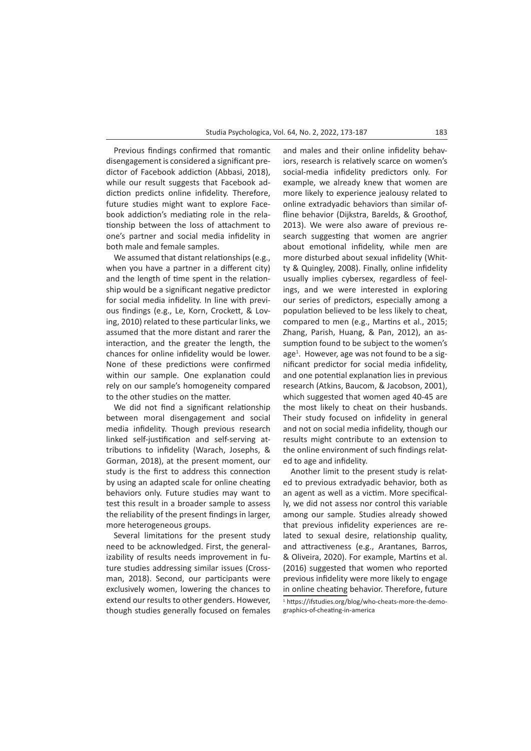Previous findings confirmed that romantic disengagement is considered a significant predictor of Facebook addiction (Abbasi, 2018), while our result suggests that Facebook addiction predicts online infidelity. Therefore, future studies might want to explore Facebook addiction's mediating role in the relationship between the loss of attachment to one's partner and social media infidelity in both male and female samples.

We assumed that distant relationships (e.g., when you have a partner in a different city) and the length of time spent in the relationship would be a significant negative predictor for social media infidelity. In line with previous findings (e.g., Le, Korn, Crockett, & Loving, 2010) related to these particular links, we assumed that the more distant and rarer the interaction, and the greater the length, the chances for online infidelity would be lower. None of these predictions were confirmed within our sample. One explanation could rely on our sample's homogeneity compared to the other studies on the matter.

We did not find a significant relationship between moral disengagement and social media infidelity. Though previous research linked self-justification and self-serving attributions to infidelity (Warach, Josephs, & Gorman, 2018), at the present moment, our study is the first to address this connection by using an adapted scale for online cheating behaviors only. Future studies may want to test this result in a broader sample to assess the reliability of the present findings in larger, more heterogeneous groups.

Several limitations for the present study need to be acknowledged. First, the generalizability of results needs improvement in future studies addressing similar issues (Crossman, 2018). Second, our participants were exclusively women, lowering the chances to extend our results to other genders. However, though studies generally focused on females and males and their online infidelity behaviors, research is relatively scarce on women's social-media infidelity predictors only. For example, we already knew that women are more likely to experience jealousy related to online extradyadic behaviors than similar offline behavior (Dijkstra, Barelds, & Groothof, 2013). We were also aware of previous research suggesting that women are angrier about emotional infidelity, while men are more disturbed about sexual infidelity (Whitty & Quingley, 2008). Finally, online infidelity usually implies cybersex, regardless of feelings, and we were interested in exploring our series of predictors, especially among a population believed to be less likely to cheat, compared to men (e.g., Martins et al., 2015; Zhang, Parish, Huang, & Pan, 2012), an assumption found to be subject to the women's age[1]. However, age was not found to be a significant predictor for social media infidelity, and one potential explanation lies in previous research (Atkins, Baucom, & Jacobson, 2001), which suggested that women aged 40-45 are the most likely to cheat on their husbands. Their study focused on infidelity in general and not on social media infidelity, though our results might contribute to an extension to the online environment of such findings related to age and infidelity.

Another limit to the present study is related to previous extradyadic behavior, both as an agent as well as a victim. More specifically, we did not assess nor control this variable among our sample. Studies already showed that previous infidelity experiences are related to sexual desire, relationship quality, and attractiveness (e.g., Arantanes, Barros, & Oliveira, 2020). For example, Martins et al. (2016) suggested that women who reported previous infidelity were more likely to engage in online cheating behavior. Therefore, future

[1] https://ifstudies.org/blog/who-cheats-more-the-demographics-of-cheating-in-america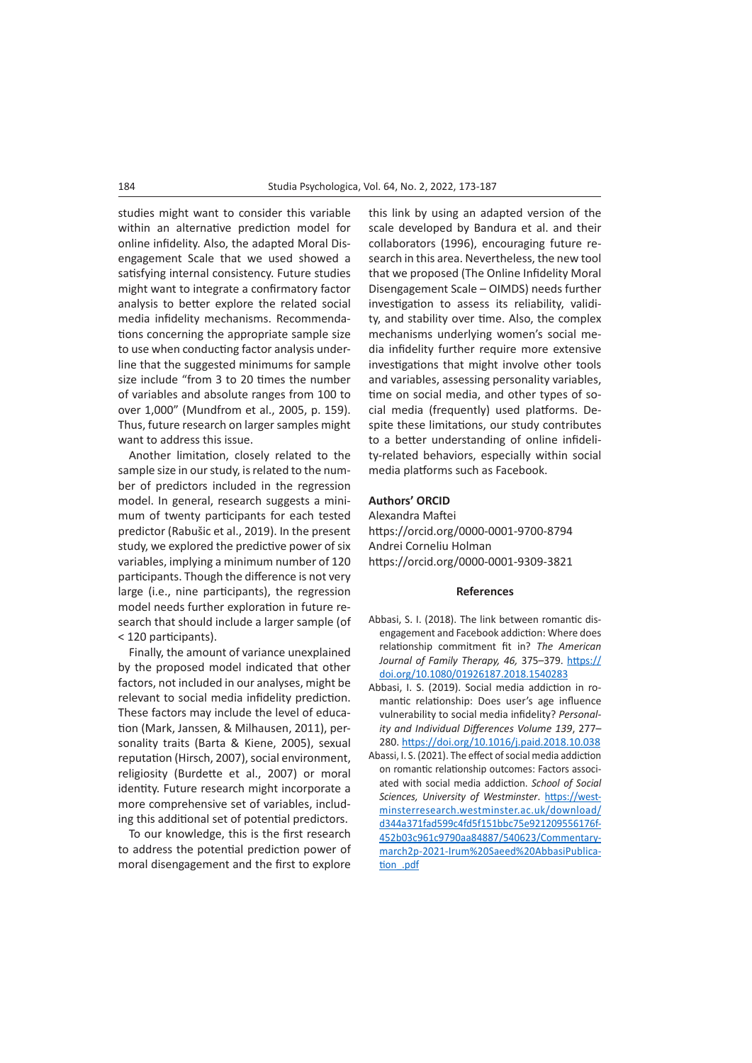studies might want to consider this variable within an alternative prediction model for online infidelity. Also, the adapted Moral Disengagement Scale that we used showed a satisfying internal consistency. Future studies might want to integrate a confirmatory factor analysis to better explore the related social media infidelity mechanisms. Recommendations concerning the appropriate sample size to use when conducting factor analysis underline that the suggested minimums for sample size include "from 3 to 20 times the number of variables and absolute ranges from 100 to over 1,000" (Mundfrom et al., 2005, p. 159). Thus, future research on larger samples might want to address this issue.

Another limitation, closely related to the sample size in our study, is related to the number of predictors included in the regression model. In general, research suggests a minimum of twenty participants for each tested predictor (Rabušic et al., 2019). In the present study, we explored the predictive power of six variables, implying a minimum number of 120 participants. Though the difference is not very large (i.e., nine participants), the regression model needs further exploration in future research that should include a larger sample (of < 120 participants).

Finally, the amount of variance unexplained by the proposed model indicated that other factors, not included in our analyses, might be relevant to social media infidelity prediction. These factors may include the level of education (Mark, Janssen, & Milhausen, 2011), personality traits (Barta & Kiene, 2005), sexual reputation (Hirsch, 2007), social environment, religiosity (Burdette et al., 2007) or moral identity. Future research might incorporate a more comprehensive set of variables, including this additional set of potential predictors.

To our knowledge, this is the first research to address the potential prediction power of moral disengagement and the first to explore this link by using an adapted version of the scale developed by Bandura et al. and their collaborators (1996), encouraging future research in this area. Nevertheless, the new tool that we proposed (The Online Infidelity Moral Disengagement Scale – OIMDS) needs further investigation to assess its reliability, validity, and stability over time. Also, the complex mechanisms underlying women's social media infidelity further require more extensive investigations that might involve other tools and variables, assessing personality variables, time on social media, and other types of social media (frequently) used platforms. Despite these limitations, our study contributes to a better understanding of online infidelity-related behaviors, especially within social media platforms such as Facebook.

**Authors' ORCID**

Alexandra Maftei
https://orcid.org/0000-0001-9700-8794
Andrei Corneliu Holman
https://orcid.org/0000-0001-9309-3821

## References

Abbasi, S. I. (2018). The link between romantic disengagement and Facebook addiction: Where does relationship commitment fit in? *The American Journal of Family Therapy, 46,* 375–379. https://doi.org/10.1080/01926187.2018.1540283

Abbasi, I. S. (2019). Social media addiction in romantic relationship: Does user's age influence vulnerability to social media infidelity? *Personality and Individual Differences Volume 139*, 277–280. https://doi.org/10.1016/j.paid.2018.10.038

Abassi, I. S. (2021). The effect of social media addiction on romantic relationship outcomes: Factors associated with social media addiction. *School of Social Sciences, University of Westminster*. https://westminsterresearch.westminster.ac.uk/download/d344a371fad599c4fd5f151bbc75e921209556176f452b03c961c9790aa84887/540623/Commentary-march2p-2021-Irum%20Saeed%20AbbasiPublication_.pdf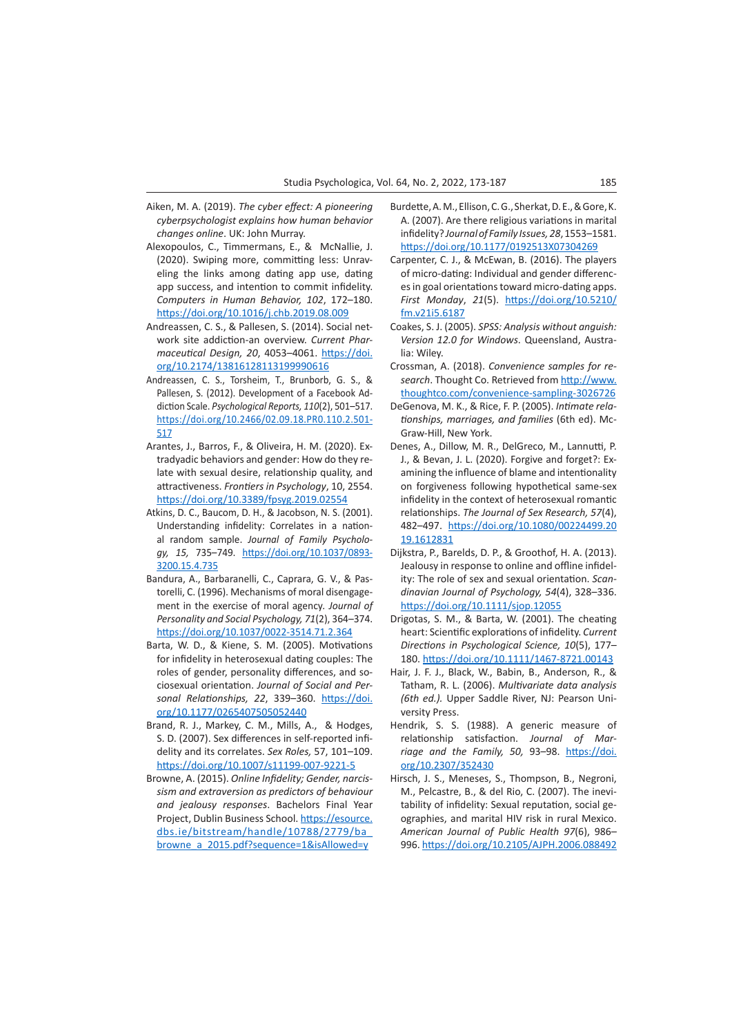Aiken, M. A. (2019). *The cyber effect: A pioneering cyberpsychologist explains how human behavior changes online*. UK: John Murray.

Alexopoulos, C., Timmermans, E., & McNallie, J. (2020). Swiping more, committing less: Unraveling the links among dating app use, dating app success, and intention to commit infidelity. *Computers in Human Behavior, 102*, 172–180. https://doi.org/10.1016/j.chb.2019.08.009

Andreassen, C. S., & Pallesen, S. (2014). Social network site addiction-an overview. *Current Pharmaceutical Design, 20*, 4053–4061. https://doi.org/10.2174/13816128113199990616

Andreassen, C. S., Torsheim, T., Brunborg, G. S., & Pallesen, S. (2012). Development of a Facebook Addiction Scale. *Psychological Reports, 110*(2), 501–517. https://doi.org/10.2466/02.09.18.PR0.110.2.501-517

Arantes, J., Barros, F., & Oliveira, H. M. (2020). Extradyadic behaviors and gender: How do they relate with sexual desire, relationship quality, and attractiveness. *Frontiers in Psychology*, 10, 2554. https://doi.org/10.3389/fpsyg.2019.02554

Atkins, D. C., Baucom, D. H., & Jacobson, N. S. (2001). Understanding infidelity: Correlates in a national random sample. *Journal of Family Psychology, 15,* 735–749. https://doi.org/10.1037/0893-3200.15.4.735

Bandura, A., Barbaranelli, C., Caprara, G. V., & Pastorelli, C. (1996). Mechanisms of moral disengagement in the exercise of moral agency. *Journal of Personality and Social Psychology, 71*(2), 364–374. https://doi.org/10.1037/0022-3514.71.2.364

Barta, W. D., & Kiene, S. M. (2005). Motivations for infidelity in heterosexual dating couples: The roles of gender, personality differences, and sociosexual orientation. *Journal of Social and Personal Relationships, 22*, 339–360. https://doi.org/10.1177/0265407505052440

Brand, R. J., Markey, C. M., Mills, A., & Hodges, S. D. (2007). Sex differences in self-reported infidelity and its correlates. *Sex Roles,* 57, 101–109. https://doi.org/10.1007/s11199-007-9221-5

Browne, A. (2015). *Online Infidelity; Gender, narcissism and extraversion as predictors of behaviour and jealousy responses*. Bachelors Final Year Project, Dublin Business School. https://esource.dbs.ie/bitstream/handle/10788/2779/ba_browne_a_2015.pdf?sequence=1&isAllowed=y

Burdette, A. M., Ellison, C. G., Sherkat, D. E., & Gore, K. A. (2007). Are there religious variations in marital infidelity? *Journal of Family Issues, 28*, 1553–1581. https://doi.org/10.1177/0192513X07304269

Carpenter, C. J., & McEwan, B. (2016). The players of micro-dating: Individual and gender differences in goal orientations toward micro-dating apps. *First Monday*, *21*(5). https://doi.org/10.5210/fm.v21i5.6187

Coakes, S. J. (2005). *SPSS: Analysis without anguish: Version 12.0 for Windows*. Queensland, Australia: Wiley.

Crossman, A. (2018). *Convenience samples for research*. Thought Co. Retrieved from http://www.thoughtco.com/convenience-sampling-3026726

DeGenova, M. K., & Rice, F. P. (2005). *Intimate relationships, marriages, and families* (6th ed). McGraw-Hill, New York.

Denes, A., Dillow, M. R., DelGreco, M., Lannutti, P. J., & Bevan, J. L. (2020). Forgive and forget?: Examining the influence of blame and intentionality on forgiveness following hypothetical same-sex infidelity in the context of heterosexual romantic relationships. *The Journal of Sex Research, 57*(4), 482–497. https://doi.org/10.1080/00224499.2019.1612831

Dijkstra, P., Barelds, D. P., & Groothof, H. A. (2013). Jealousy in response to online and offline infidelity: The role of sex and sexual orientation. *Scandinavian Journal of Psychology, 54*(4), 328–336. https://doi.org/10.1111/sjop.12055

Drigotas, S. M., & Barta, W. (2001). The cheating heart: Scientific explorations of infidelity. *Current Directions in Psychological Science, 10*(5), 177–180. https://doi.org/10.1111/1467-8721.00143

Hair, J. F. J., Black, W., Babin, B., Anderson, R., & Tatham, R. L. (2006). *Multivariate data analysis (6th ed.).* Upper Saddle River, NJ: Pearson University Press.

Hendrik, S. S. (1988). A generic measure of relationship satisfaction. *Journal of Marriage and the Family, 50,* 93–98. https://doi.org/10.2307/352430

Hirsch, J. S., Meneses, S., Thompson, B., Negroni, M., Pelcastre, B., & del Rio, C. (2007). The inevitability of infidelity: Sexual reputation, social geographies, and marital HIV risk in rural Mexico. *American Journal of Public Health 97*(6), 986–996. https://doi.org/10.2105/AJPH.2006.088492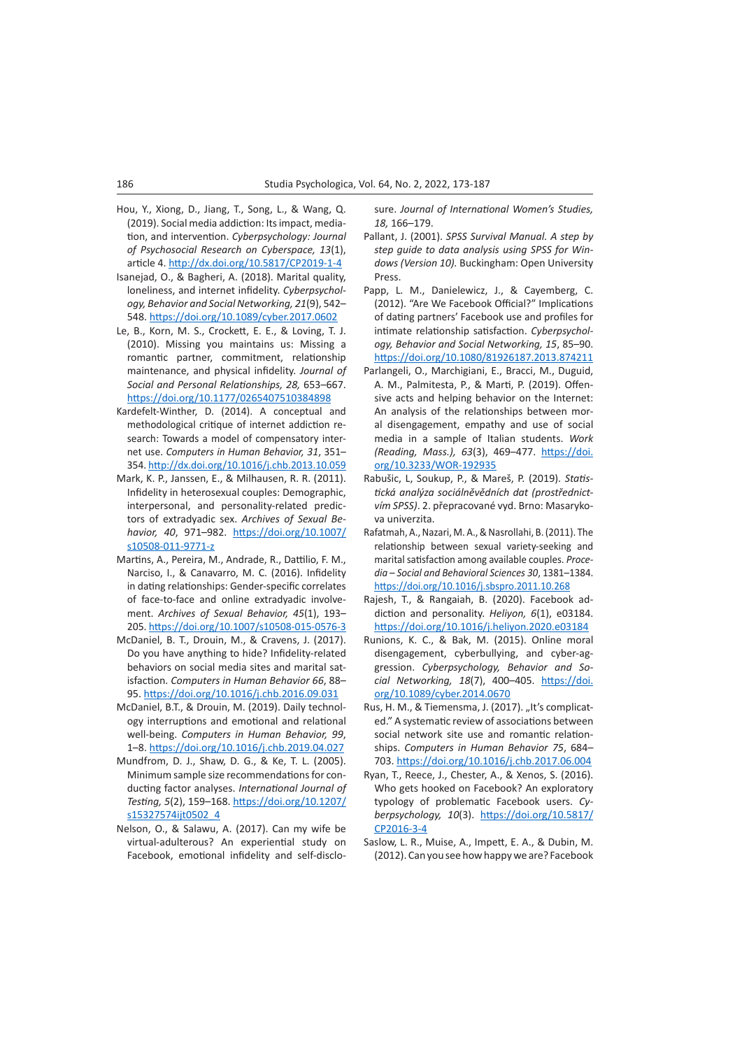Hou, Y., Xiong, D., Jiang, T., Song, L., & Wang, Q. (2019). Social media addiction: Its impact, mediation, and intervention. *Cyberpsychology: Journal of Psychosocial Research on Cyberspace, 13*(1), article 4. http://dx.doi.org/10.5817/CP2019-1-4

Isanejad, O., & Bagheri, A. (2018). Marital quality, loneliness, and internet infidelity. *Cyberpsychology, Behavior and Social Networking, 21*(9), 542–548. https://doi.org/10.1089/cyber.2017.0602

Le, B., Korn, M. S., Crockett, E. E., & Loving, T. J. (2010). Missing you maintains us: Missing a romantic partner, commitment, relationship maintenance, and physical infidelity. *Journal of Social and Personal Relationships, 28,* 653–667. https://doi.org/10.1177/0265407510384898

Kardefelt-Winther, D. (2014). A conceptual and methodological critique of internet addiction research: Towards a model of compensatory internet use. *Computers in Human Behavior, 31*, 351–354. http://dx.doi.org/10.1016/j.chb.2013.10.059

Mark, K. P., Janssen, E., & Milhausen, R. R. (2011). Infidelity in heterosexual couples: Demographic, interpersonal, and personality-related predictors of extradyadic sex. *Archives of Sexual Behavior, 40*, 971–982. https://doi.org/10.1007/s10508-011-9771-z

Martins, A., Pereira, M., Andrade, R., Dattilio, F. M., Narciso, I., & Canavarro, M. C. (2016). Infidelity in dating relationships: Gender-specific correlates of face-to-face and online extradyadic involvement. *Archives of Sexual Behavior, 45*(1), 193–205. https://doi.org/10.1007/s10508-015-0576-3

McDaniel, B. T., Drouin, M., & Cravens, J. (2017). Do you have anything to hide? Infidelity-related behaviors on social media sites and marital satisfaction. *Computers in Human Behavior 66*, 88–95. https://doi.org/10.1016/j.chb.2016.09.031

McDaniel, B.T., & Drouin, M. (2019). Daily technology interruptions and emotional and relational well-being. *Computers in Human Behavior, 99*, 1–8. https://doi.org/10.1016/j.chb.2019.04.027

Mundfrom, D. J., Shaw, D. G., & Ke, T. L. (2005). Minimum sample size recommendations for conducting factor analyses. *International Journal of Testing, 5*(2), 159–168. https://doi.org/10.1207/s15327574ijt0502_4

Nelson, O., & Salawu, A. (2017). Can my wife be virtual-adulterous? An experiential study on Facebook, emotional infidelity and self-disclosure. *Journal of International Women's Studies, 18,* 166–179.

Pallant, J. (2001). *SPSS Survival Manual. A step by step guide to data analysis using SPSS for Windows (Version 10).* Buckingham: Open University Press.

Papp, L. M., Danielewicz, J., & Cayemberg, C. (2012). "Are We Facebook Official?" Implications of dating partners' Facebook use and profiles for intimate relationship satisfaction. *Cyberpsychology, Behavior and Social Networking, 15*, 85–90. https://doi.org/10.1080/81926187.2013.874211

Parlangeli, O., Marchigiani, E., Bracci, M., Duguid, A. M., Palmitesta, P., & Marti, P. (2019). Offensive acts and helping behavior on the Internet: An analysis of the relationships between moral disengagement, empathy and use of social media in a sample of Italian students. *Work (Reading, Mass.), 63*(3), 469–477. https://doi.org/10.3233/WOR-192935

Rabušic, L, Soukup, P., & Mareš, P. (2019). *Statistická analýza sociálněvědních dat (prostřednictvím SPSS)*. 2. přepracované vyd. Brno: Masarykova univerzita.

Rafatmah, A., Nazari, M. A., & Nasrollahi, B. (2011). The relationship between sexual variety-seeking and marital satisfaction among available couples. *Procedia – Social and Behavioral Sciences 30*, 1381–1384. https://doi.org/10.1016/j.sbspro.2011.10.268

Rajesh, T., & Rangaiah, B. (2020). Facebook addiction and personality. *Heliyon, 6*(1), e03184. https://doi.org/10.1016/j.heliyon.2020.e03184

Runions, K. C., & Bak, M. (2015). Online moral disengagement, cyberbullying, and cyber-aggression. *Cyberpsychology, Behavior and Social Networking, 18*(7), 400–405. https://doi.org/10.1089/cyber.2014.0670

Rus, H. M., & Tiemensma, J. (2017). „It's complicated." A systematic review of associations between social network site use and romantic relationships. *Computers in Human Behavior 75*, 684–703. https://doi.org/10.1016/j.chb.2017.06.004

Ryan, T., Reece, J., Chester, A., & Xenos, S. (2016). Who gets hooked on Facebook? An exploratory typology of problematic Facebook users. *Cyberpsychology, 10*(3). https://doi.org/10.5817/CP2016-3-4

Saslow, L. R., Muise, A., Impett, E. A., & Dubin, M. (2012). Can you see how happy we are? Facebook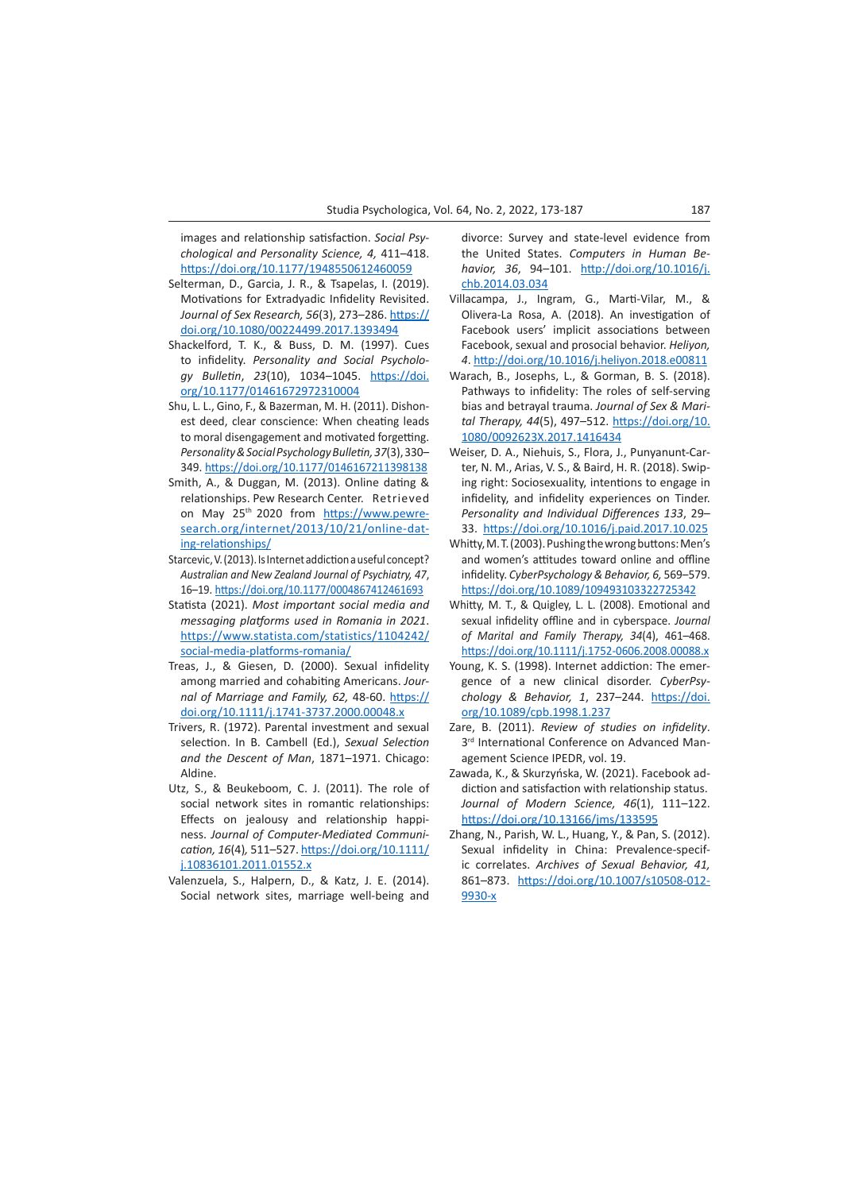images and relationship satisfaction. *Social Psychological and Personality Science, 4,* 411–418. https://doi.org/10.1177/1948550612460059

Selterman, D., Garcia, J. R., & Tsapelas, I. (2019). Motivations for Extradyadic Infidelity Revisited. *Journal of Sex Research, 56*(3), 273–286. https://doi.org/10.1080/00224499.2017.1393494

Shackelford, T. K., & Buss, D. M. (1997). Cues to infidelity. *Personality and Social Psychology Bulletin*, *23*(10), 1034–1045. https://doi.org/10.1177/01461672972310004

Shu, L. L., Gino, F., & Bazerman, M. H. (2011). Dishonest deed, clear conscience: When cheating leads to moral disengagement and motivated forgetting. *Personality & Social Psychology Bulletin, 37*(3), 330–349. https://doi.org/10.1177/0146167211398138

Smith, A., & Duggan, M. (2013). Online dating & relationships. Pew Research Center. Retrieved on May 25th 2020 from https://www.pewresearch.org/internet/2013/10/21/online-dating-relationships/

Starcevic, V. (2013). Is Internet addiction a useful concept? *Australian and New Zealand Journal of Psychiatry, 47*, 16–19. https://doi.org/10.1177/0004867412461693

Statista (2021). *Most important social media and messaging platforms used in Romania in 2021*. https://www.statista.com/statistics/1104242/social-media-platforms-romania/

Treas, J., & Giesen, D. (2000). Sexual infidelity among married and cohabiting Americans. *Journal of Marriage and Family, 62,* 48-60. https://doi.org/10.1111/j.1741-3737.2000.00048.x

Trivers, R. (1972). Parental investment and sexual selection. In B. Cambell (Ed.), *Sexual Selection and the Descent of Man*, 1871–1971. Chicago: Aldine.

Utz, S., & Beukeboom, C. J. (2011). The role of social network sites in romantic relationships: Effects on jealousy and relationship happiness. *Journal of Computer-Mediated Communication, 16*(4), 511–527. https://doi.org/10.1111/j.10836101.2011.01552.x

Valenzuela, S., Halpern, D., & Katz, J. E. (2014). Social network sites, marriage well-being and divorce: Survey and state-level evidence from the United States. *Computers in Human Behavior, 36*, 94–101. http://doi.org/10.1016/j.chb.2014.03.034

Villacampa, J., Ingram, G., Marti-Vilar, M., & Olivera-La Rosa, A. (2018). An investigation of Facebook users' implicit associations between Facebook, sexual and prosocial behavior. *Heliyon, 4*. http://doi.org/10.1016/j.heliyon.2018.e00811

Warach, B., Josephs, L., & Gorman, B. S. (2018). Pathways to infidelity: The roles of self-serving bias and betrayal trauma. *Journal of Sex & Marital Therapy, 44*(5), 497–512. https://doi.org/10.1080/0092623X.2017.1416434

Weiser, D. A., Niehuis, S., Flora, J., Punyanunt-Carter, N. M., Arias, V. S., & Baird, H. R. (2018). Swiping right: Sociosexuality, intentions to engage in infidelity, and infidelity experiences on Tinder. *Personality and Individual Differences 133*, 29–33. https://doi.org/10.1016/j.paid.2017.10.025

Whitty, M. T. (2003). Pushing the wrong buttons: Men's and women's attitudes toward online and offline infidelity. *CyberPsychology & Behavior, 6,* 569–579. https://doi.org/10.1089/109493103322725342

Whitty, M. T., & Quigley, L. L. (2008). Emotional and sexual infidelity offline and in cyberspace. *Journal of Marital and Family Therapy, 34*(4), 461–468. https://doi.org/10.1111/j.1752-0606.2008.00088.x

Young, K. S. (1998). Internet addiction: The emergence of a new clinical disorder. *CyberPsychology & Behavior, 1*, 237–244. https://doi.org/10.1089/cpb.1998.1.237

Zare, B. (2011). *Review of studies on infidelity*. 3rd International Conference on Advanced Management Science IPEDR, vol. 19.

Zawada, K., & Skurzyńska, W. (2021). Facebook addiction and satisfaction with relationship status. *Journal of Modern Science, 46*(1), 111–122. https://doi.org/10.13166/jms/133595

Zhang, N., Parish, W. L., Huang, Y., & Pan, S. (2012). Sexual infidelity in China: Prevalence-specific correlates. *Archives of Sexual Behavior, 41,* 861–873. https://doi.org/10.1007/s10508-012-9930-x